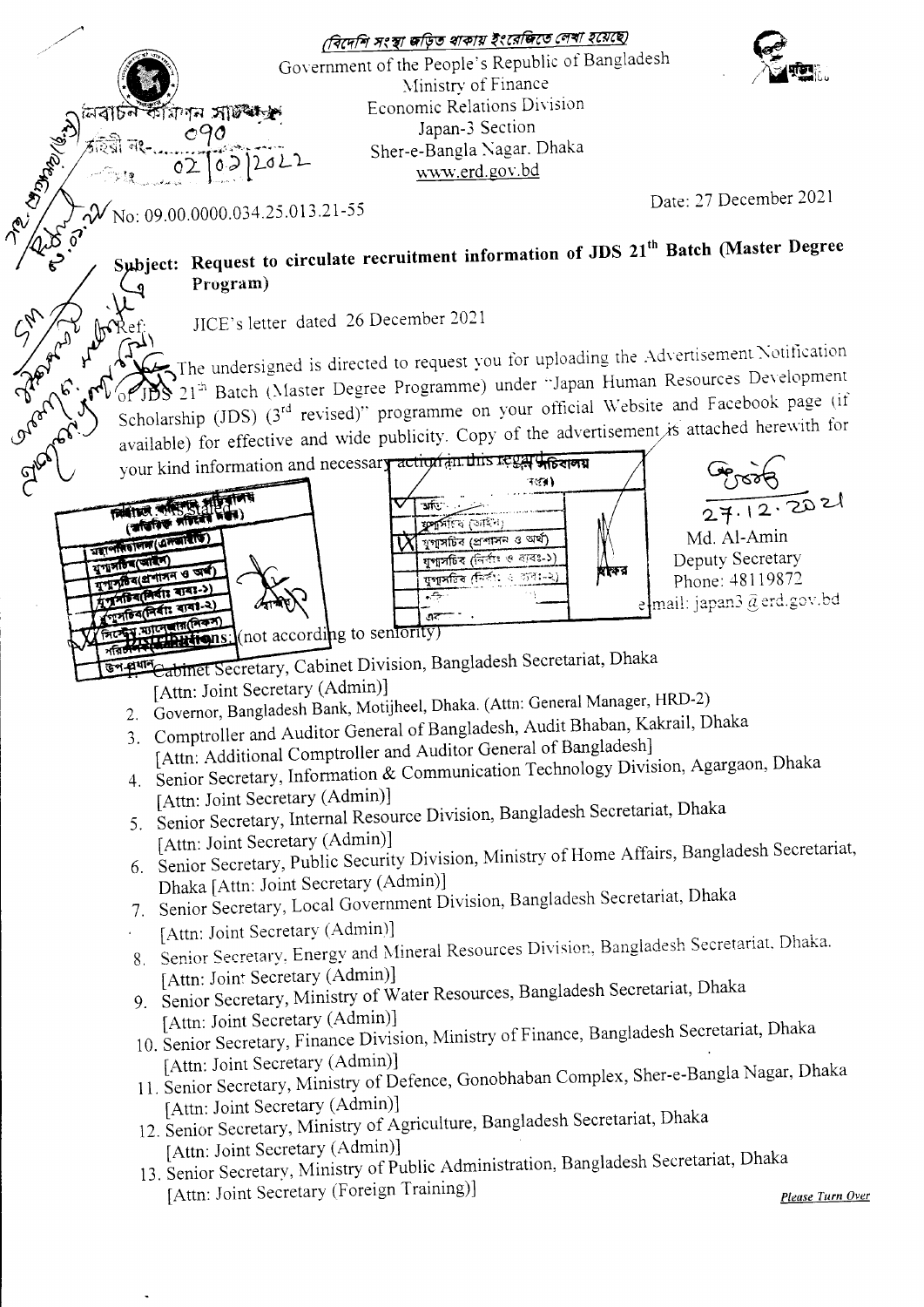(বিদেশি সংস্থা জড়িত থাকায় ইংরেজিতে লেখা হয়েছে)

Government of the People's Republic of Bangladesh
Ministry of Finance
Economic Relations Division
Japan-3 Section
Sher-e-Bangla Nagar, Dhaka
www.erd.gov.bd

No: 09.00.0000.034.25.013.21-55

Date: 27 December 2021

**Subject: Request to circulate recruitment information of JDS 21th Batch (Master Degree Program)**

Ref: JICE's letter dated 26 December 2021

The undersigned is directed to request you for uploading the Advertisement Notification of JDS 21th Batch (Master Degree Programme) under "Japan Human Resources Development Scholarship (JDS) (3rd revised)" programme on your official Website and Facebook page (if available) for effective and wide publicity. Copy of the advertisement is attached herewith for your kind information and necessary action in this regard.

27.12.2021
Md. Al-Amin
Deputy Secretary
Phone: 48119872
email: japan3@erd.gov.bd

**Distributions:** (not according to seniority)

1. Cabinet Secretary, Cabinet Division, Bangladesh Secretariat, Dhaka
   [Attn: Joint Secretary (Admin)]
2. Governor, Bangladesh Bank, Motijheel, Dhaka. (Attn: General Manager, HRD-2)
3. Comptroller and Auditor General of Bangladesh, Audit Bhaban, Kakrail, Dhaka
   [Attn: Additional Comptroller and Auditor General of Bangladesh]
4. Senior Secretary, Information & Communication Technology Division, Agargaon, Dhaka
   [Attn: Joint Secretary (Admin)]
5. Senior Secretary, Internal Resource Division, Bangladesh Secretariat, Dhaka
   [Attn: Joint Secretary (Admin)]
6. Senior Secretary, Public Security Division, Ministry of Home Affairs, Bangladesh Secretariat, Dhaka [Attn: Joint Secretary (Admin)]
7. Senior Secretary, Local Government Division, Bangladesh Secretariat, Dhaka
   [Attn: Joint Secretary (Admin)]
8. Senior Secretary, Energy and Mineral Resources Division, Bangladesh Secretariat, Dhaka.
   [Attn: Joint Secretary (Admin)]
9. Senior Secretary, Ministry of Water Resources, Bangladesh Secretariat, Dhaka
   [Attn: Joint Secretary (Admin)]
10. Senior Secretary, Finance Division, Ministry of Finance, Bangladesh Secretariat, Dhaka
    [Attn: Joint Secretary (Admin)]
11. Senior Secretary, Ministry of Defence, Gonobhaban Complex, Sher-e-Bangla Nagar, Dhaka
    [Attn: Joint Secretary (Admin)]
12. Senior Secretary, Ministry of Agriculture, Bangladesh Secretariat, Dhaka
    [Attn: Joint Secretary (Admin)]
13. Senior Secretary, Ministry of Public Administration, Bangladesh Secretariat, Dhaka
    [Attn: Joint Secretary (Foreign Training)]

*Please Turn Over*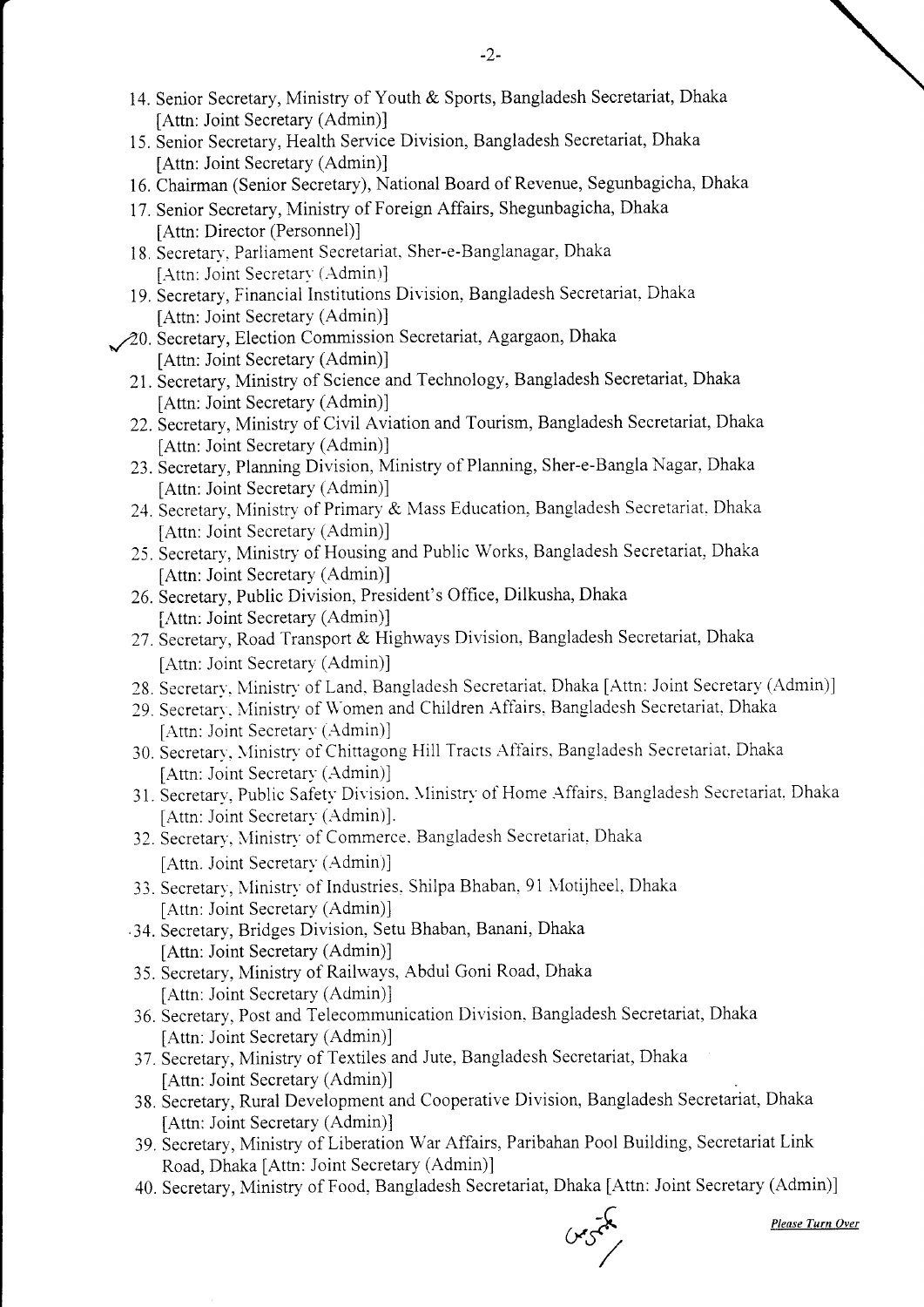14. Senior Secretary, Ministry of Youth & Sports, Bangladesh Secretariat, Dhaka [Attn: Joint Secretary (Admin)]
15. Senior Secretary, Health Service Division, Bangladesh Secretariat, Dhaka [Attn: Joint Secretary (Admin)]
16. Chairman (Senior Secretary), National Board of Revenue, Segunbagicha, Dhaka
17. Senior Secretary, Ministry of Foreign Affairs, Shegunbagicha, Dhaka [Attn: Director (Personnel)]
18. Secretary, Parliament Secretariat, Sher-e-Banglanagar, Dhaka [Attn: Joint Secretary (Admin)]
19. Secretary, Financial Institutions Division, Bangladesh Secretariat, Dhaka [Attn: Joint Secretary (Admin)]
20. Secretary, Election Commission Secretariat, Agargaon, Dhaka [Attn: Joint Secretary (Admin)]
21. Secretary, Ministry of Science and Technology, Bangladesh Secretariat, Dhaka [Attn: Joint Secretary (Admin)]
22. Secretary, Ministry of Civil Aviation and Tourism, Bangladesh Secretariat, Dhaka [Attn: Joint Secretary (Admin)]
23. Secretary, Planning Division, Ministry of Planning, Sher-e-Bangla Nagar, Dhaka [Attn: Joint Secretary (Admin)]
24. Secretary, Ministry of Primary & Mass Education, Bangladesh Secretariat, Dhaka [Attn: Joint Secretary (Admin)]
25. Secretary, Ministry of Housing and Public Works, Bangladesh Secretariat, Dhaka [Attn: Joint Secretary (Admin)]
26. Secretary, Public Division, President's Office, Dilkusha, Dhaka [Attn: Joint Secretary (Admin)]
27. Secretary, Road Transport & Highways Division, Bangladesh Secretariat, Dhaka [Attn: Joint Secretary (Admin)]
28. Secretary, Ministry of Land, Bangladesh Secretariat, Dhaka [Attn: Joint Secretary (Admin)]
29. Secretary, Ministry of Women and Children Affairs, Bangladesh Secretariat, Dhaka [Attn: Joint Secretary (Admin)]
30. Secretary, Ministry of Chittagong Hill Tracts Affairs, Bangladesh Secretariat, Dhaka [Attn: Joint Secretary (Admin)]
31. Secretary, Public Safety Division, Ministry of Home Affairs, Bangladesh Secretariat, Dhaka [Attn: Joint Secretary (Admin)].
32. Secretary, Ministry of Commerce, Bangladesh Secretariat, Dhaka [Attn. Joint Secretary (Admin)]
33. Secretary, Ministry of Industries, Shilpa Bhaban, 91 Motijheel, Dhaka [Attn: Joint Secretary (Admin)]
34. Secretary, Bridges Division, Setu Bhaban, Banani, Dhaka [Attn: Joint Secretary (Admin)]
35. Secretary, Ministry of Railways, Abdul Goni Road, Dhaka [Attn: Joint Secretary (Admin)]
36. Secretary, Post and Telecommunication Division, Bangladesh Secretariat, Dhaka [Attn: Joint Secretary (Admin)]
37. Secretary, Ministry of Textiles and Jute, Bangladesh Secretariat, Dhaka [Attn: Joint Secretary (Admin)]
38. Secretary, Rural Development and Cooperative Division, Bangladesh Secretariat, Dhaka [Attn: Joint Secretary (Admin)]
39. Secretary, Ministry of Liberation War Affairs, Paribahan Pool Building, Secretariat Link Road, Dhaka [Attn: Joint Secretary (Admin)]
40. Secretary, Ministry of Food, Bangladesh Secretariat, Dhaka [Attn: Joint Secretary (Admin)]

***Please Turn Over***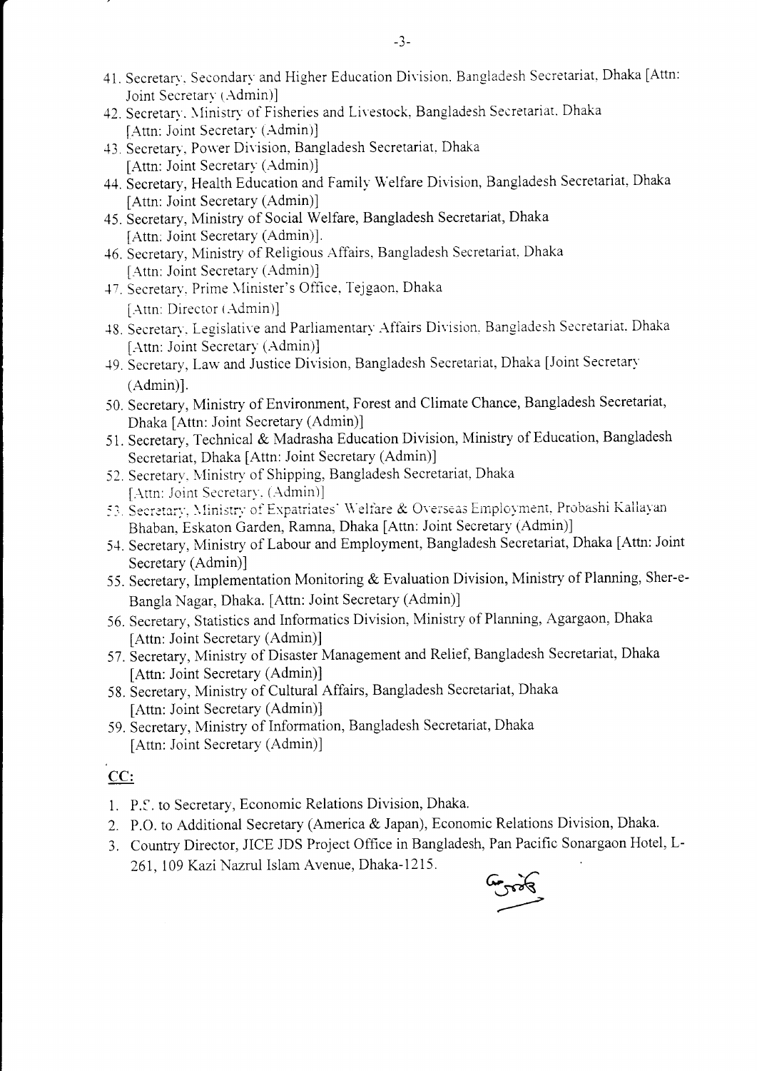41. Secretary, Secondary and Higher Education Division, Bangladesh Secretariat, Dhaka [Attn: Joint Secretary (Admin)]
42. Secretary, Ministry of Fisheries and Livestock, Bangladesh Secretariat, Dhaka [Attn: Joint Secretary (Admin)]
43. Secretary, Power Division, Bangladesh Secretariat, Dhaka [Attn: Joint Secretary (Admin)]
44. Secretary, Health Education and Family Welfare Division, Bangladesh Secretariat, Dhaka [Attn: Joint Secretary (Admin)]
45. Secretary, Ministry of Social Welfare, Bangladesh Secretariat, Dhaka [Attn: Joint Secretary (Admin)].
46. Secretary, Ministry of Religious Affairs, Bangladesh Secretariat, Dhaka [Attn: Joint Secretary (Admin)]
47. Secretary, Prime Minister's Office, Tejgaon, Dhaka [Attn: Director (Admin)]
48. Secretary, Legislative and Parliamentary Affairs Division, Bangladesh Secretariat, Dhaka [Attn: Joint Secretary (Admin)]
49. Secretary, Law and Justice Division, Bangladesh Secretariat, Dhaka [Joint Secretary (Admin)].
50. Secretary, Ministry of Environment, Forest and Climate Chance, Bangladesh Secretariat, Dhaka [Attn: Joint Secretary (Admin)]
51. Secretary, Technical & Madrasha Education Division, Ministry of Education, Bangladesh Secretariat, Dhaka [Attn: Joint Secretary (Admin)]
52. Secretary, Ministry of Shipping, Bangladesh Secretariat, Dhaka [Attn: Joint Secretary (Admin)]
53. Secretary, Ministry of Expatriates' Welfare & Overseas Employment, Probashi Kallayan Bhaban, Eskaton Garden, Ramna, Dhaka [Attn: Joint Secretary (Admin)]
54. Secretary, Ministry of Labour and Employment, Bangladesh Secretariat, Dhaka [Attn: Joint Secretary (Admin)]
55. Secretary, Implementation Monitoring & Evaluation Division, Ministry of Planning, Sher-e-Bangla Nagar, Dhaka. [Attn: Joint Secretary (Admin)]
56. Secretary, Statistics and Informatics Division, Ministry of Planning, Agargaon, Dhaka [Attn: Joint Secretary (Admin)]
57. Secretary, Ministry of Disaster Management and Relief, Bangladesh Secretariat, Dhaka [Attn: Joint Secretary (Admin)]
58. Secretary, Ministry of Cultural Affairs, Bangladesh Secretariat, Dhaka [Attn: Joint Secretary (Admin)]
59. Secretary, Ministry of Information, Bangladesh Secretariat, Dhaka [Attn: Joint Secretary (Admin)]

**CC:**

1. P.S. to Secretary, Economic Relations Division, Dhaka.
2. P.O. to Additional Secretary (America & Japan), Economic Relations Division, Dhaka.
3. Country Director, JICE JDS Project Office in Bangladesh, Pan Pacific Sonargaon Hotel, L-261, 109 Kazi Nazrul Islam Avenue, Dhaka-1215.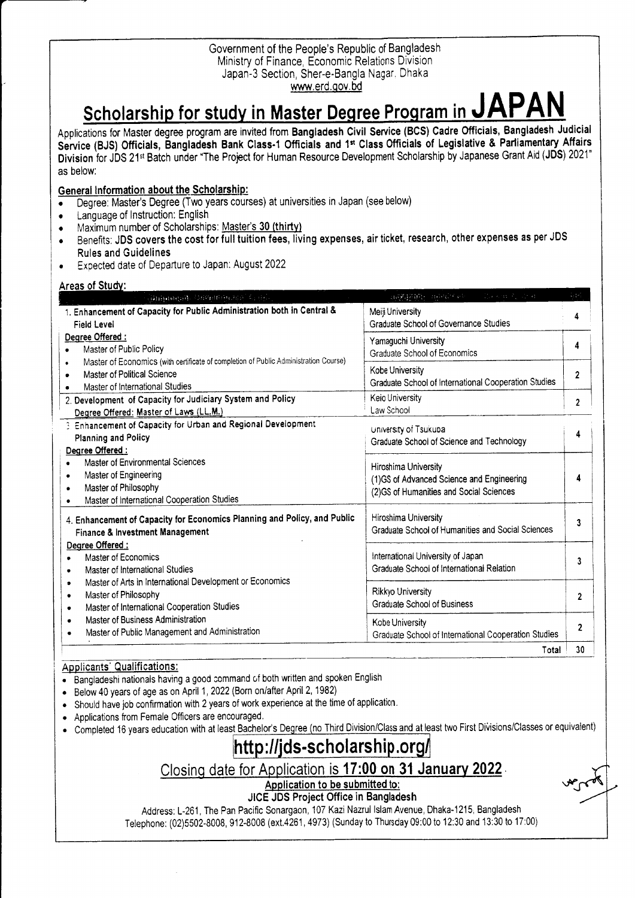Government of the People's Republic of Bangladesh
Ministry of Finance, Economic Relations Division
Japan-3 Section, Sher-e-Bangla Nagar, Dhaka
www.erd.gov.bd

# Scholarship for study in Master Degree Program in JAPAN

Applications for Master degree program are invited from **Bangladesh Civil Service (BCS) Cadre Officials, Bangladesh Judicial Service (BJS) Officials, Bangladesh Bank Class-1 Officials and 1st Class Officials of Legislative & Parliamentary Affairs Division** for JDS 21st Batch under "The Project for Human Resource Development Scholarship by Japanese Grant Aid (**JDS**) 2021" as below:

## General Information about the Scholarship:

- Degree: Master's Degree (Two years courses) at universities in Japan (see below)
- Language of Instruction: English
- Maximum number of Scholarships: Master's **30 (thirty)**
- Benefits: **JDS covers the cost for full tuition fees,** living expenses, air ticket, research, other expenses as per JDS **Rules and Guidelines**
- Expected date of Departure to Japan: August 2022

## Areas of Study:

| Component / Sub-Program | Accepting University | Slot |
|---|---|---|
| 1. **Enhancement of Capacity for Public Administration both in Central & Field Level**<br>**Degree Offered :**<br>• Master of Public Policy<br>• Master of Economics (with certificate of completion of Public Administration Course)<br>• Master of Political Science<br>• Master of International Studies | Meiji University<br>Graduate School of Governance Studies | 4 |
| | Yamaguchi University<br>Graduate School of Economics | 4 |
| | Kobe University<br>Graduate School of International Cooperation Studies | 2 |
| 2. **Development of Capacity for Judiciary System and Policy**<br>**Degree Offered: Master of Laws (LL.M.)** | Keio University<br>Law School | 2 |
| 3. **Enhancement of Capacity for Urban and Regional Development Planning and Policy**<br>**Degree Offered :**<br>• Master of Environmental Sciences<br>• Master of Engineering<br>• Master of Philosophy<br>• Master of International Cooperation Studies | University of Tsukuba<br>Graduate School of Science and Technology | 4 |
| | Hiroshima University<br>(1)GS of Advanced Science and Engineering<br>(2)GS of Humanities and Social Sciences | 4 |
| 4. **Enhancement of Capacity for Economics Planning and Policy, and Public Finance & Investment Management**<br>**Degree Offered :**<br>• Master of Economics<br>• Master of International Studies<br>• Master of Arts in International Development or Economics<br>• Master of Philosophy<br>• Master of International Cooperation Studies<br>• Master of Business Administration<br>• Master of Public Management and Administration | Hiroshima University<br>Graduate School of Humanities and Social Sciences | 3 |
| | International University of Japan<br>Graduate School of International Relation | 3 |
| | Rikkyo University<br>Graduate School of Business | 2 |
| | Kobe University<br>Graduate School of International Cooperation Studies | 2 |
| | Total | 30 |

## Applicants' Qualifications:

- Bangladeshi nationals having a good command of both written and spoken English
- Below 40 years of age as on April 1, 2022 (Born on/after April 2, 1982)
- Should have job confirmation with 2 years of work experience at the time of application.
- Applications from Female Officers are encouraged.
- Completed 16 years education with at least Bachelor's Degree (no Third Division/Class and at least two First Divisions/Classes or equivalent)

## http://jds-scholarship.org/

Closing date for Application is **17:00 on 31 January 2022**.

**Application to be submitted to:**
**JICE JDS Project Office in Bangladesh**

Address: L-261, The Pan Pacific Sonargaon, 107 Kazi Nazrul Islam Avenue, Dhaka-1215, Bangladesh
Telephone: (02)5502-8008, 912-8008 (ext.4261, 4973) (Sunday to Thursday 09:00 to 12:30 and 13:30 to 17:00)